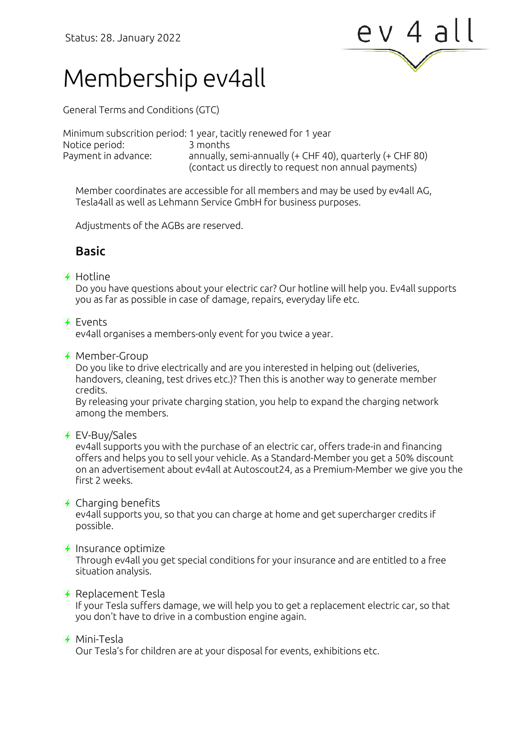Status: 28. January 2022

ev 4 all

# Membership ev4all

General Terms and Conditions (GTC)

| | |
|---|---|
| Minimum subscrition period: | 1 year, tacitly renewed for 1 year |
| Notice period: | 3 months |
| Payment in advance: | annually, semi-annually (+ CHF 40), quarterly (+ CHF 80) (contact us directly to request non annual payments) |

Member coordinates are accessible for all members and may be used by ev4all AG, Tesla4all as well as Lehmann Service GmbH for business purposes.

Adjustments of the AGBs are reserved.

## Basic

- Hotline
  Do you have questions about your electric car? Our hotline will help you. Ev4all supports you as far as possible in case of damage, repairs, everyday life etc.

- Events
  ev4all organises a members-only event for you twice a year.

- Member-Group
  Do you like to drive electrically and are you interested in helping out (deliveries, handovers, cleaning, test drives etc.)? Then this is another way to generate member credits.
  By releasing your private charging station, you help to expand the charging network among the members.

- EV-Buy/Sales
  ev4all supports you with the purchase of an electric car, offers trade-in and financing offers and helps you to sell your vehicle. As a Standard-Member you get a 50% discount on an advertisement about ev4all at Autoscout24, as a Premium-Member we give you the first 2 weeks.

- Charging benefits
  ev4all supports you, so that you can charge at home and get supercharger credits if possible.

- Insurance optimize
  Through ev4all you get special conditions for your insurance and are entitled to a free situation analysis.

- Replacement Tesla
  If your Tesla suffers damage, we will help you to get a replacement electric car, so that you don't have to drive in a combustion engine again.

- Mini-Tesla
  Our Tesla's for children are at your disposal for events, exhibitions etc.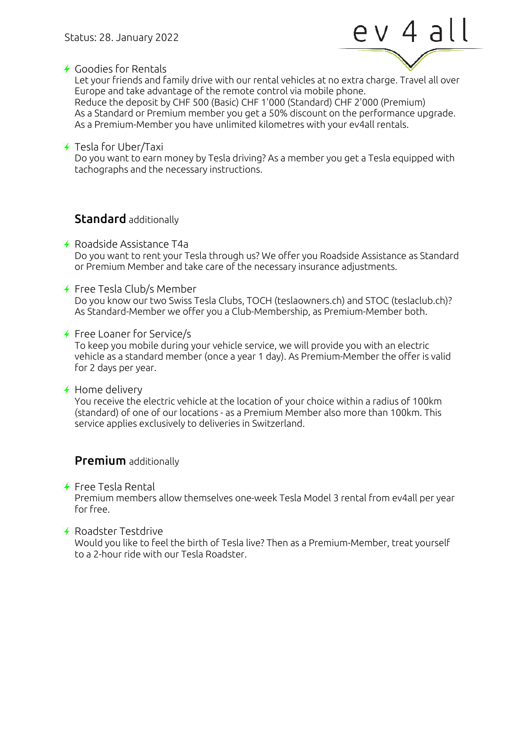Status: 28. January 2022

ev 4 all

- **Goodies for Rentals**
  Let your friends and family drive with our rental vehicles at no extra charge. Travel all over Europe and take advantage of the remote control via mobile phone.
  Reduce the deposit by CHF 500 (Basic) CHF 1'000 (Standard) CHF 2'000 (Premium)
  As a Standard or Premium member you get a 50% discount on the performance upgrade.
  As a Premium-Member you have unlimited kilometres with your ev4all rentals.

- **Tesla for Uber/Taxi**
  Do you want to earn money by Tesla driving? As a member you get a Tesla equipped with tachographs and the necessary instructions.

## **Standard** additionally

- **Roadside Assistance T4a**
  Do you want to rent your Tesla through us? We offer you Roadside Assistance as Standard or Premium Member and take care of the necessary insurance adjustments.

- **Free Tesla Club/s Member**
  Do you know our two Swiss Tesla Clubs, TOCH (teslaowners.ch) and STOC (teslaclub.ch)? As Standard-Member we offer you a Club-Membership, as Premium-Member both.

- **Free Loaner for Service/s**
  To keep you mobile during your vehicle service, we will provide you with an electric vehicle as a standard member (once a year 1 day). As Premium-Member the offer is valid for 2 days per year.

- **Home delivery**
  You receive the electric vehicle at the location of your choice within a radius of 100km (standard) of one of our locations - as a Premium Member also more than 100km. This service applies exclusively to deliveries in Switzerland.

## **Premium** additionally

- **Free Tesla Rental**
  Premium members allow themselves one-week Tesla Model 3 rental from ev4all per year for free.

- **Roadster Testdrive**
  Would you like to feel the birth of Tesla live? Then as a Premium-Member, treat yourself to a 2-hour ride with our Tesla Roadster.